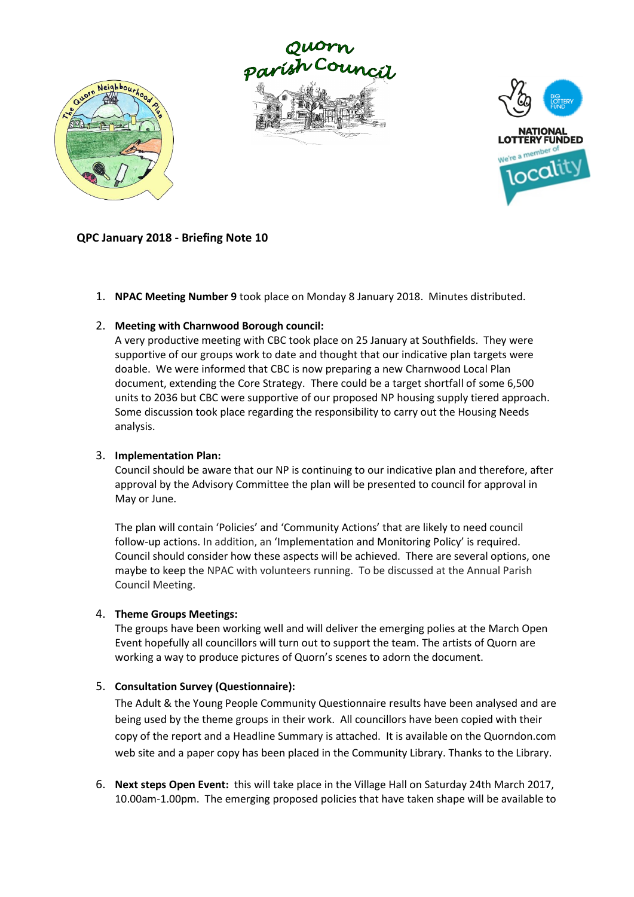Quorn Parish Council

NATIONAL LOTTERY FUNDED

We're a member of locality

**QPC January 2018 - Briefing Note 10**

1. **NPAC Meeting Number 9** took place on Monday 8 January 2018. Minutes distributed.

2. **Meeting with Charnwood Borough council:**
   A very productive meeting with CBC took place on 25 January at Southfields. They were supportive of our groups work to date and thought that our indicative plan targets were doable. We were informed that CBC is now preparing a new Charnwood Local Plan document, extending the Core Strategy. There could be a target shortfall of some 6,500 units to 2036 but CBC were supportive of our proposed NP housing supply tiered approach. Some discussion took place regarding the responsibility to carry out the Housing Needs analysis.

3. **Implementation Plan:**
   Council should be aware that our NP is continuing to our indicative plan and therefore, after approval by the Advisory Committee the plan will be presented to council for approval in May or June.

   The plan will contain 'Policies' and 'Community Actions' that are likely to need council follow-up actions. In addition, an 'Implementation and Monitoring Policy' is required. Council should consider how these aspects will be achieved. There are several options, one maybe to keep the NPAC with volunteers running. To be discussed at the Annual Parish Council Meeting.

4. **Theme Groups Meetings:**
   The groups have been working well and will deliver the emerging polies at the March Open Event hopefully all councillors will turn out to support the team. The artists of Quorn are working a way to produce pictures of Quorn's scenes to adorn the document.

5. **Consultation Survey (Questionnaire):**
   The Adult & the Young People Community Questionnaire results have been analysed and are being used by the theme groups in their work. All councillors have been copied with their copy of the report and a Headline Summary is attached. It is available on the Quorndon.com web site and a paper copy has been placed in the Community Library. Thanks to the Library.

6. **Next steps Open Event:** this will take place in the Village Hall on Saturday 24th March 2017, 10.00am-1.00pm. The emerging proposed policies that have taken shape will be available to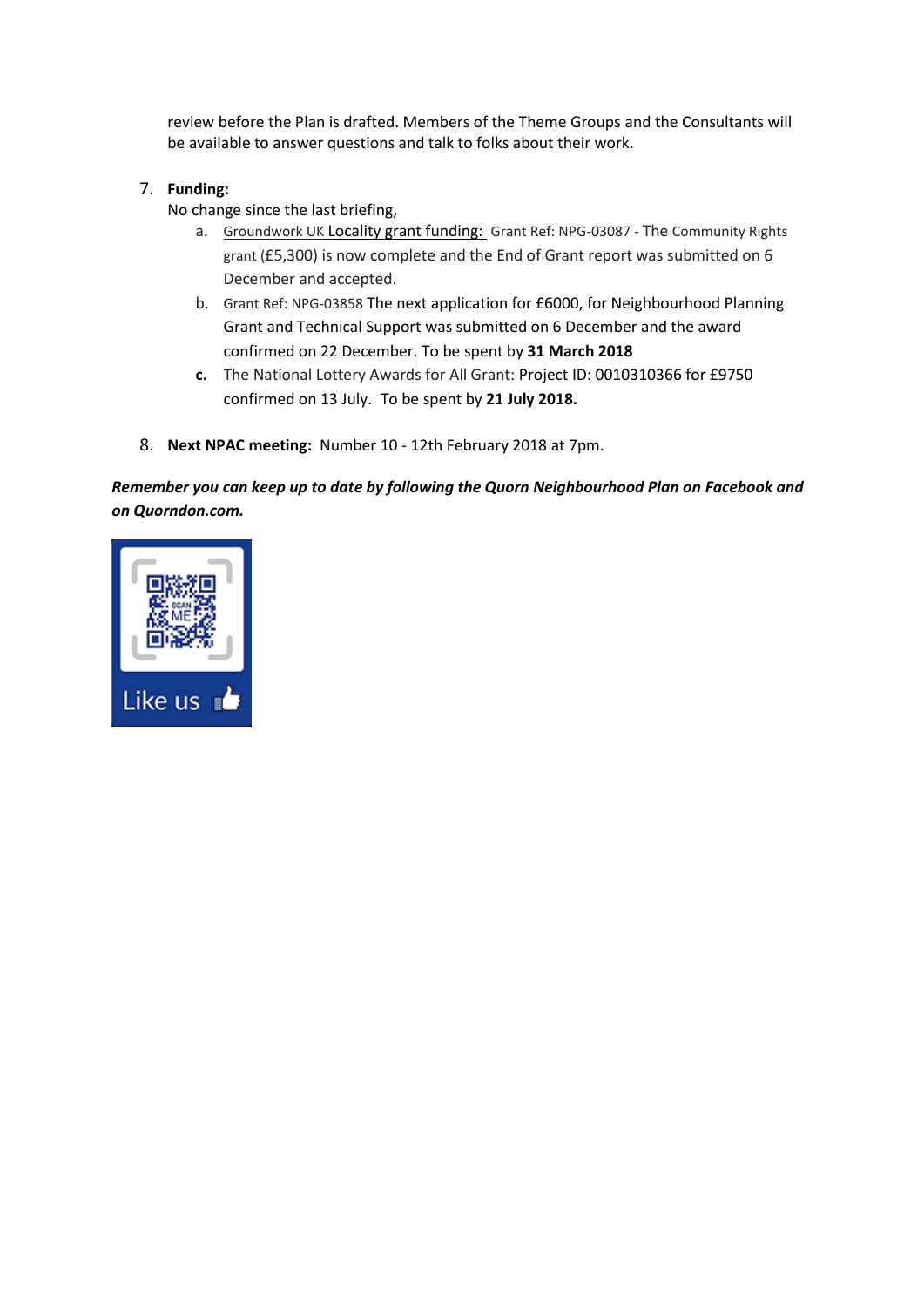review before the Plan is drafted. Members of the Theme Groups and the Consultants will be available to answer questions and talk to folks about their work.

7. **Funding:**
   No change since the last briefing,
   a. Groundwork UK Locality grant funding: Grant Ref: NPG-03087 - The Community Rights grant (£5,300) is now complete and the End of Grant report was submitted on 6 December and accepted.
   b. Grant Ref: NPG-03858 The next application for £6000, for Neighbourhood Planning Grant and Technical Support was submitted on 6 December and the award confirmed on 22 December. To be spent by **31 March 2018**
   c. The National Lottery Awards for All Grant: Project ID: 0010310366 for £9750 confirmed on 13 July. To be spent by **21 July 2018.**

8. **Next NPAC meeting:** Number 10 - 12th February 2018 at 7pm.

***Remember you can keep up to date by following the Quorn Neighbourhood Plan on Facebook and on Quorndon.com.***

SCAN ME

Like us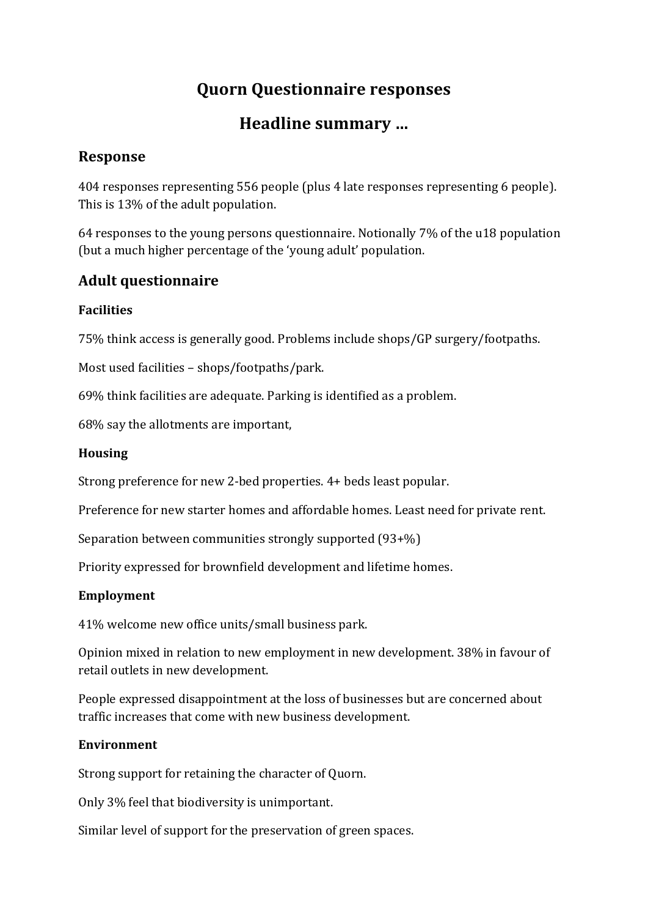# Quorn Questionnaire responses

# Headline summary …

## Response

404 responses representing 556 people (plus 4 late responses representing 6 people). This is 13% of the adult population.

64 responses to the young persons questionnaire. Notionally 7% of the u18 population (but a much higher percentage of the 'young adult' population.

## Adult questionnaire

**Facilities**

75% think access is generally good. Problems include shops/GP surgery/footpaths.

Most used facilities – shops/footpaths/park.

69% think facilities are adequate. Parking is identified as a problem.

68% say the allotments are important,

**Housing**

Strong preference for new 2-bed properties. 4+ beds least popular.

Preference for new starter homes and affordable homes. Least need for private rent.

Separation between communities strongly supported (93+%)

Priority expressed for brownfield development and lifetime homes.

**Employment**

41% welcome new office units/small business park.

Opinion mixed in relation to new employment in new development. 38% in favour of retail outlets in new development.

People expressed disappointment at the loss of businesses but are concerned about traffic increases that come with new business development.

**Environment**

Strong support for retaining the character of Quorn.

Only 3% feel that biodiversity is unimportant.

Similar level of support for the preservation of green spaces.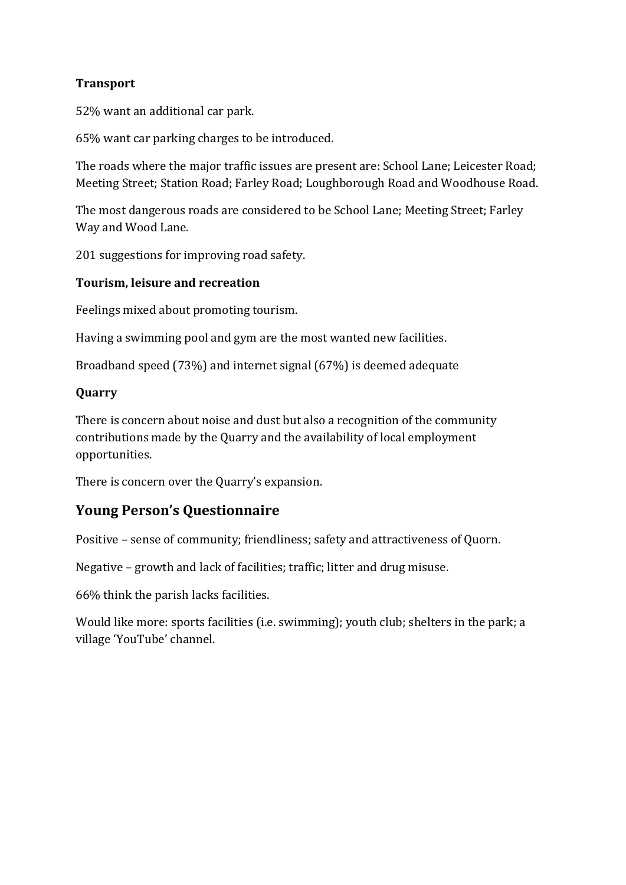**Transport**

52% want an additional car park.

65% want car parking charges to be introduced.

The roads where the major traffic issues are present are: School Lane; Leicester Road; Meeting Street; Station Road; Farley Road; Loughborough Road and Woodhouse Road.

The most dangerous roads are considered to be School Lane; Meeting Street; Farley Way and Wood Lane.

201 suggestions for improving road safety.

**Tourism, leisure and recreation**

Feelings mixed about promoting tourism.

Having a swimming pool and gym are the most wanted new facilities.

Broadband speed (73%) and internet signal (67%) is deemed adequate

**Quarry**

There is concern about noise and dust but also a recognition of the community contributions made by the Quarry and the availability of local employment opportunities.

There is concern over the Quarry's expansion.

## Young Person's Questionnaire

Positive – sense of community; friendliness; safety and attractiveness of Quorn.

Negative – growth and lack of facilities; traffic; litter and drug misuse.

66% think the parish lacks facilities.

Would like more: sports facilities (i.e. swimming); youth club; shelters in the park; a village 'YouTube' channel.